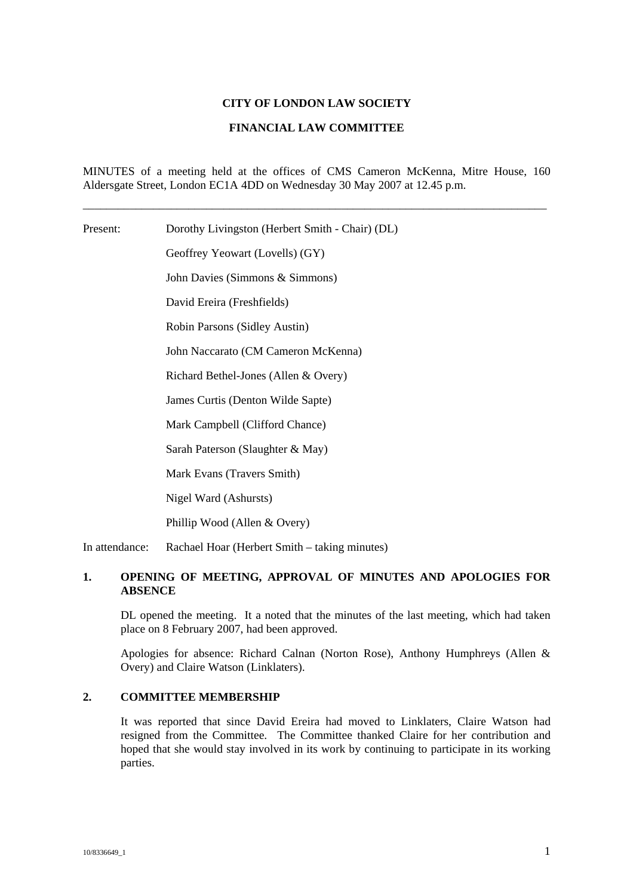**CITY OF LONDON LAW SOCIETY**

**FINANCIAL LAW COMMITTEE**

MINUTES of a meeting held at the offices of CMS Cameron McKenna, Mitre House, 160 Aldersgate Street, London EC1A 4DD on Wednesday 30 May 2007 at 12.45 p.m.

---

Present: Dorothy Livingston (Herbert Smith - Chair) (DL)

Geoffrey Yeowart (Lovells) (GY)

John Davies (Simmons & Simmons)

David Ereira (Freshfields)

Robin Parsons (Sidley Austin)

John Naccarato (CM Cameron McKenna)

Richard Bethel-Jones (Allen & Overy)

James Curtis (Denton Wilde Sapte)

Mark Campbell (Clifford Chance)

Sarah Paterson (Slaughter & May)

Mark Evans (Travers Smith)

Nigel Ward (Ashursts)

Phillip Wood (Allen & Overy)

In attendance: Rachael Hoar (Herbert Smith – taking minutes)

## 1. OPENING OF MEETING, APPROVAL OF MINUTES AND APOLOGIES FOR ABSENCE

DL opened the meeting. It a noted that the minutes of the last meeting, which had taken place on 8 February 2007, had been approved.

Apologies for absence: Richard Calnan (Norton Rose), Anthony Humphreys (Allen & Overy) and Claire Watson (Linklaters).

## 2. COMMITTEE MEMBERSHIP

It was reported that since David Ereira had moved to Linklaters, Claire Watson had resigned from the Committee. The Committee thanked Claire for her contribution and hoped that she would stay involved in its work by continuing to participate in its working parties.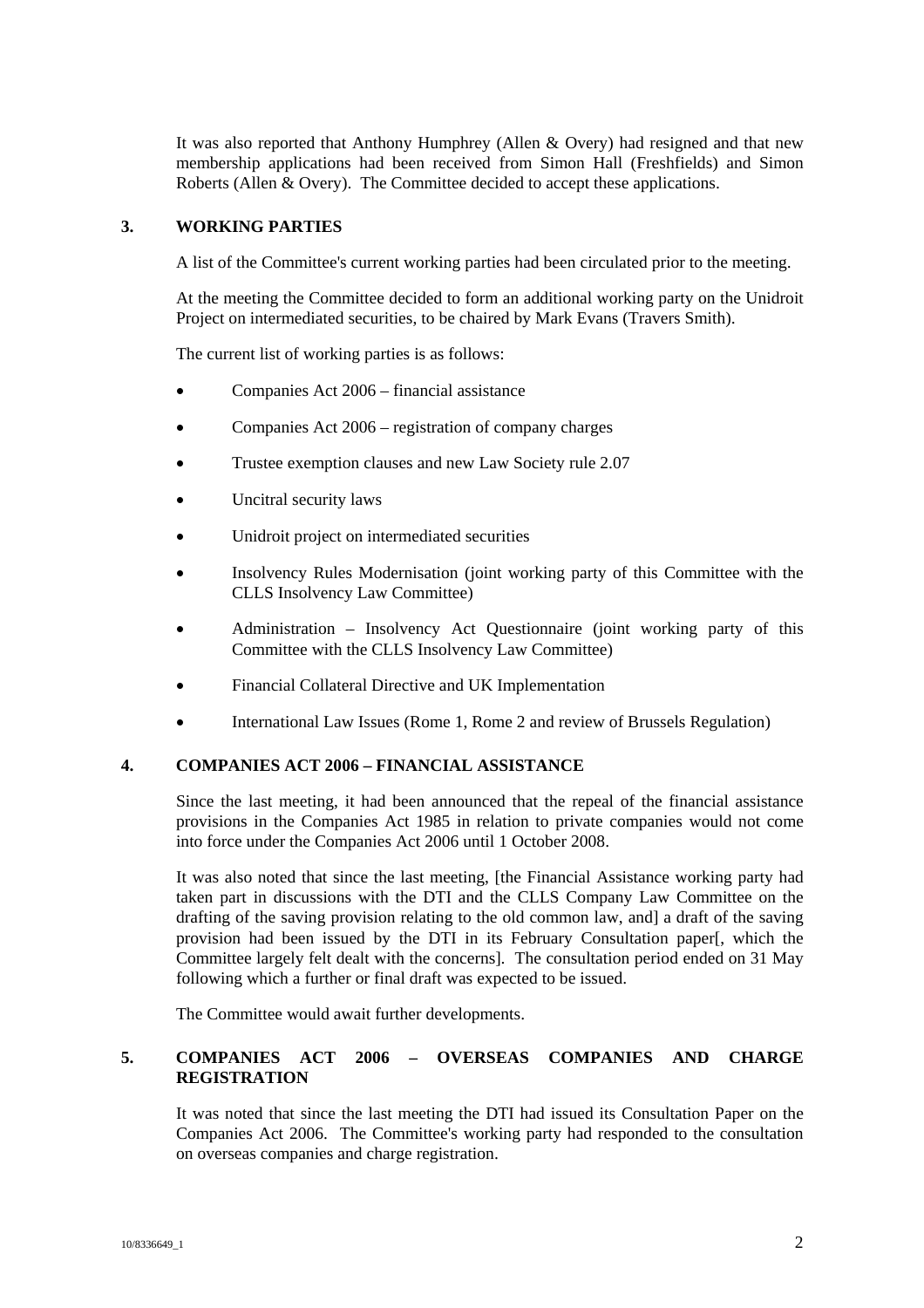It was also reported that Anthony Humphrey (Allen & Overy) had resigned and that new membership applications had been received from Simon Hall (Freshfields) and Simon Roberts (Allen & Overy). The Committee decided to accept these applications.

## 3. WORKING PARTIES

A list of the Committee's current working parties had been circulated prior to the meeting.

At the meeting the Committee decided to form an additional working party on the Unidroit Project on intermediated securities, to be chaired by Mark Evans (Travers Smith).

The current list of working parties is as follows:

- Companies Act 2006 – financial assistance
- Companies Act 2006 – registration of company charges
- Trustee exemption clauses and new Law Society rule 2.07
- Uncitral security laws
- Unidroit project on intermediated securities
- Insolvency Rules Modernisation (joint working party of this Committee with the CLLS Insolvency Law Committee)
- Administration – Insolvency Act Questionnaire (joint working party of this Committee with the CLLS Insolvency Law Committee)
- Financial Collateral Directive and UK Implementation
- International Law Issues (Rome 1, Rome 2 and review of Brussels Regulation)

## 4. COMPANIES ACT 2006 – FINANCIAL ASSISTANCE

Since the last meeting, it had been announced that the repeal of the financial assistance provisions in the Companies Act 1985 in relation to private companies would not come into force under the Companies Act 2006 until 1 October 2008.

It was also noted that since the last meeting, [the Financial Assistance working party had taken part in discussions with the DTI and the CLLS Company Law Committee on the drafting of the saving provision relating to the old common law, and] a draft of the saving provision had been issued by the DTI in its February Consultation paper[, which the Committee largely felt dealt with the concerns]. The consultation period ended on 31 May following which a further or final draft was expected to be issued.

The Committee would await further developments.

## 5. COMPANIES ACT 2006 – OVERSEAS COMPANIES AND CHARGE REGISTRATION

It was noted that since the last meeting the DTI had issued its Consultation Paper on the Companies Act 2006. The Committee's working party had responded to the consultation on overseas companies and charge registration.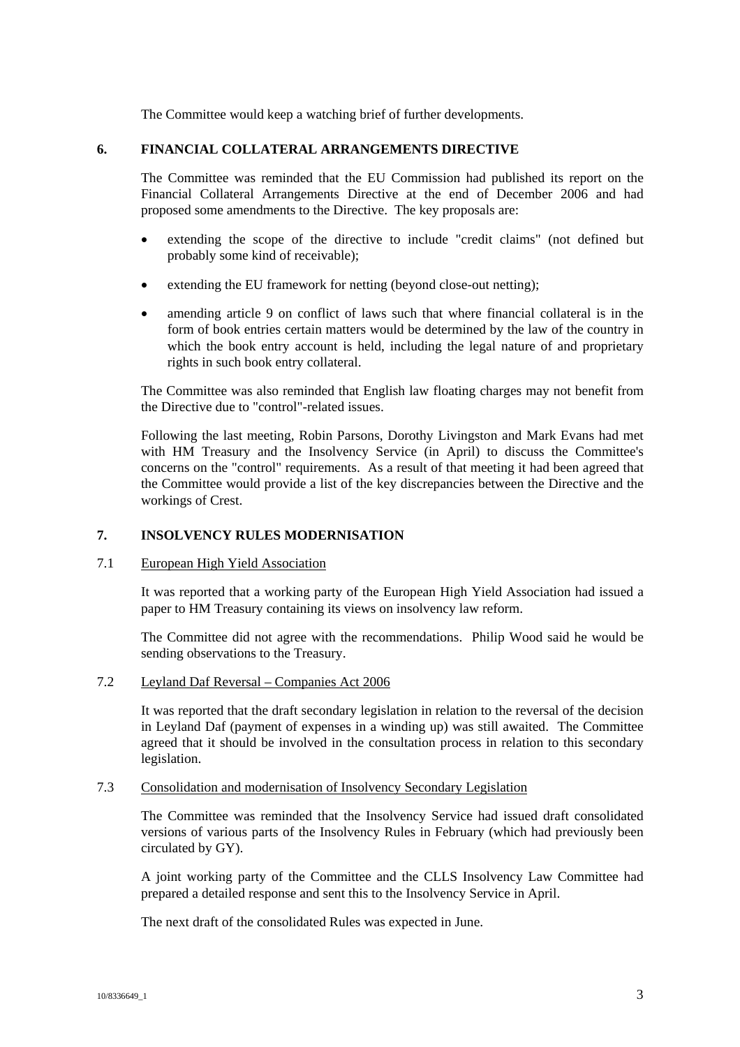The Committee would keep a watching brief of further developments.

## 6. FINANCIAL COLLATERAL ARRANGEMENTS DIRECTIVE

The Committee was reminded that the EU Commission had published its report on the Financial Collateral Arrangements Directive at the end of December 2006 and had proposed some amendments to the Directive. The key proposals are:

- extending the scope of the directive to include "credit claims" (not defined but probably some kind of receivable);
- extending the EU framework for netting (beyond close-out netting);
- amending article 9 on conflict of laws such that where financial collateral is in the form of book entries certain matters would be determined by the law of the country in which the book entry account is held, including the legal nature of and proprietary rights in such book entry collateral.

The Committee was also reminded that English law floating charges may not benefit from the Directive due to "control"-related issues.

Following the last meeting, Robin Parsons, Dorothy Livingston and Mark Evans had met with HM Treasury and the Insolvency Service (in April) to discuss the Committee's concerns on the "control" requirements. As a result of that meeting it had been agreed that the Committee would provide a list of the key discrepancies between the Directive and the workings of Crest.

## 7. INSOLVENCY RULES MODERNISATION

### 7.1 European High Yield Association

It was reported that a working party of the European High Yield Association had issued a paper to HM Treasury containing its views on insolvency law reform.

The Committee did not agree with the recommendations. Philip Wood said he would be sending observations to the Treasury.

### 7.2 Leyland Daf Reversal – Companies Act 2006

It was reported that the draft secondary legislation in relation to the reversal of the decision in Leyland Daf (payment of expenses in a winding up) was still awaited. The Committee agreed that it should be involved in the consultation process in relation to this secondary legislation.

### 7.3 Consolidation and modernisation of Insolvency Secondary Legislation

The Committee was reminded that the Insolvency Service had issued draft consolidated versions of various parts of the Insolvency Rules in February (which had previously been circulated by GY).

A joint working party of the Committee and the CLLS Insolvency Law Committee had prepared a detailed response and sent this to the Insolvency Service in April.

The next draft of the consolidated Rules was expected in June.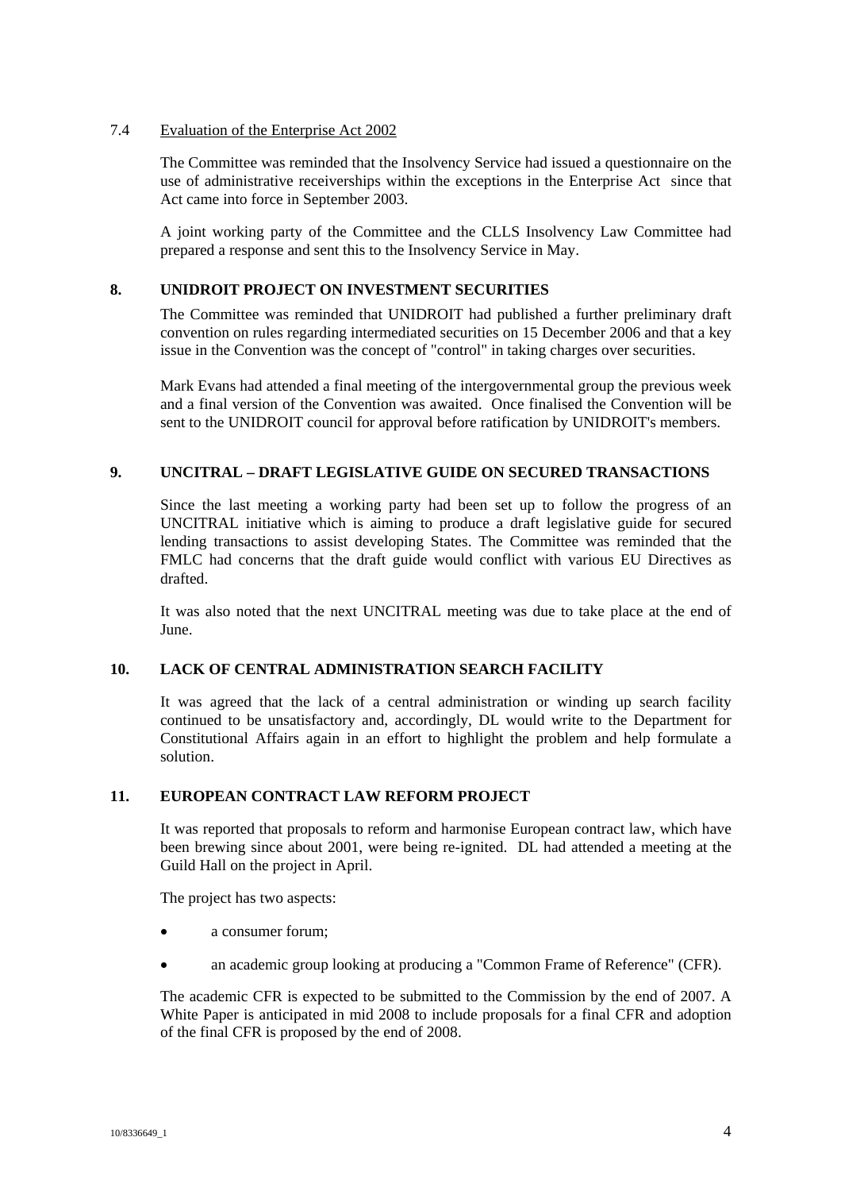7.4 Evaluation of the Enterprise Act 2002

The Committee was reminded that the Insolvency Service had issued a questionnaire on the use of administrative receiverships within the exceptions in the Enterprise Act since that Act came into force in September 2003.

A joint working party of the Committee and the CLLS Insolvency Law Committee had prepared a response and sent this to the Insolvency Service in May.

## 8. UNIDROIT PROJECT ON INVESTMENT SECURITIES

The Committee was reminded that UNIDROIT had published a further preliminary draft convention on rules regarding intermediated securities on 15 December 2006 and that a key issue in the Convention was the concept of "control" in taking charges over securities.

Mark Evans had attended a final meeting of the intergovernmental group the previous week and a final version of the Convention was awaited. Once finalised the Convention will be sent to the UNIDROIT council for approval before ratification by UNIDROIT's members.

## 9. UNCITRAL – DRAFT LEGISLATIVE GUIDE ON SECURED TRANSACTIONS

Since the last meeting a working party had been set up to follow the progress of an UNCITRAL initiative which is aiming to produce a draft legislative guide for secured lending transactions to assist developing States. The Committee was reminded that the FMLC had concerns that the draft guide would conflict with various EU Directives as drafted.

It was also noted that the next UNCITRAL meeting was due to take place at the end of June.

## 10. LACK OF CENTRAL ADMINISTRATION SEARCH FACILITY

It was agreed that the lack of a central administration or winding up search facility continued to be unsatisfactory and, accordingly, DL would write to the Department for Constitutional Affairs again in an effort to highlight the problem and help formulate a solution.

## 11. EUROPEAN CONTRACT LAW REFORM PROJECT

It was reported that proposals to reform and harmonise European contract law, which have been brewing since about 2001, were being re-ignited. DL had attended a meeting at the Guild Hall on the project in April.

The project has two aspects:

- a consumer forum;
- an academic group looking at producing a "Common Frame of Reference" (CFR).

The academic CFR is expected to be submitted to the Commission by the end of 2007. A White Paper is anticipated in mid 2008 to include proposals for a final CFR and adoption of the final CFR is proposed by the end of 2008.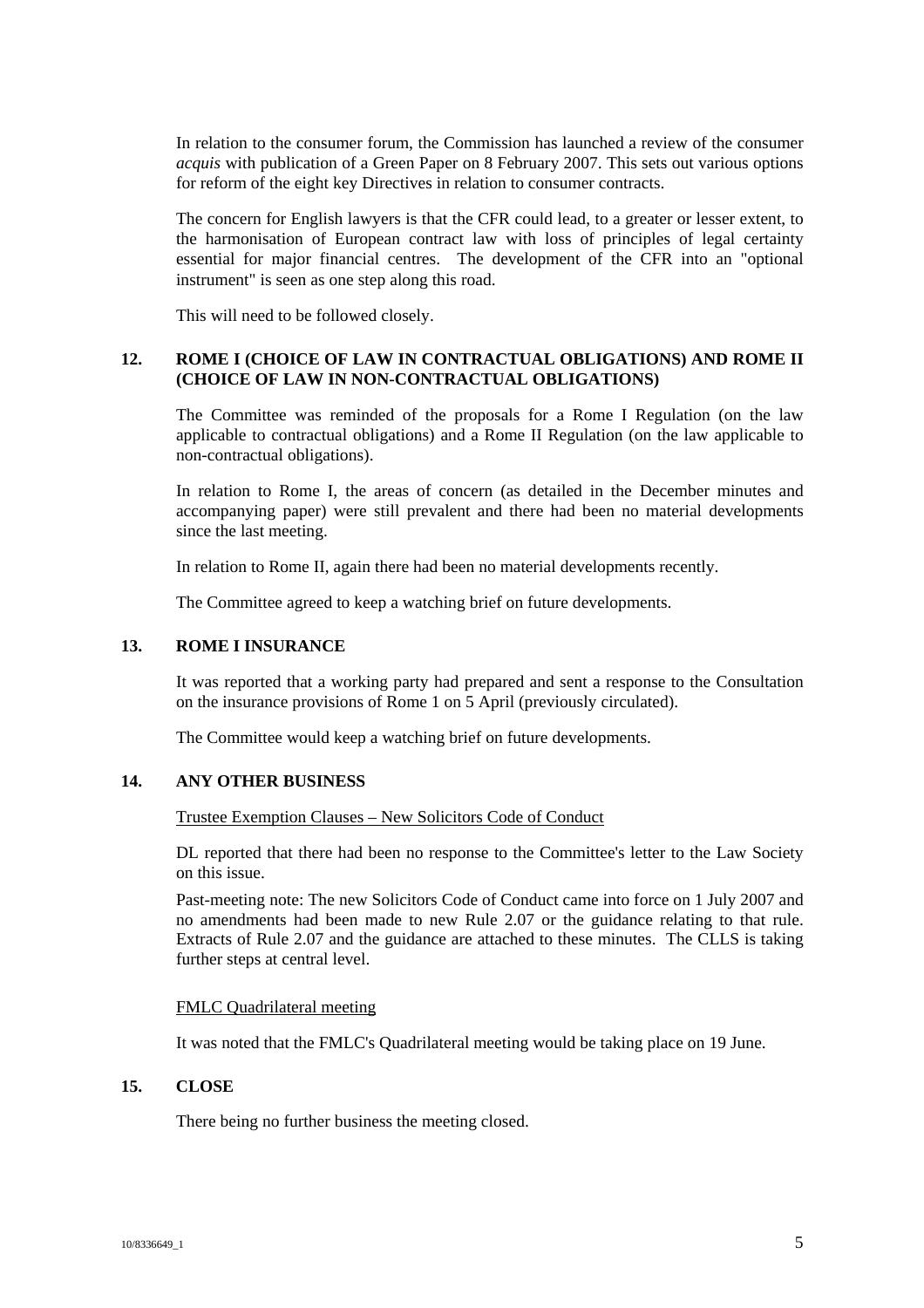In relation to the consumer forum, the Commission has launched a review of the consumer *acquis* with publication of a Green Paper on 8 February 2007. This sets out various options for reform of the eight key Directives in relation to consumer contracts.

The concern for English lawyers is that the CFR could lead, to a greater or lesser extent, to the harmonisation of European contract law with loss of principles of legal certainty essential for major financial centres. The development of the CFR into an "optional instrument" is seen as one step along this road.

This will need to be followed closely.

## 12. ROME I (CHOICE OF LAW IN CONTRACTUAL OBLIGATIONS) AND ROME II (CHOICE OF LAW IN NON-CONTRACTUAL OBLIGATIONS)

The Committee was reminded of the proposals for a Rome I Regulation (on the law applicable to contractual obligations) and a Rome II Regulation (on the law applicable to non-contractual obligations).

In relation to Rome I, the areas of concern (as detailed in the December minutes and accompanying paper) were still prevalent and there had been no material developments since the last meeting.

In relation to Rome II, again there had been no material developments recently.

The Committee agreed to keep a watching brief on future developments.

## 13. ROME I INSURANCE

It was reported that a working party had prepared and sent a response to the Consultation on the insurance provisions of Rome 1 on 5 April (previously circulated).

The Committee would keep a watching brief on future developments.

## 14. ANY OTHER BUSINESS

<u>Trustee Exemption Clauses – New Solicitors Code of Conduct</u>

DL reported that there had been no response to the Committee's letter to the Law Society on this issue.

Past-meeting note: The new Solicitors Code of Conduct came into force on 1 July 2007 and no amendments had been made to new Rule 2.07 or the guidance relating to that rule. Extracts of Rule 2.07 and the guidance are attached to these minutes. The CLLS is taking further steps at central level.

<u>FMLC Quadrilateral meeting</u>

It was noted that the FMLC's Quadrilateral meeting would be taking place on 19 June.

## 15. CLOSE

There being no further business the meeting closed.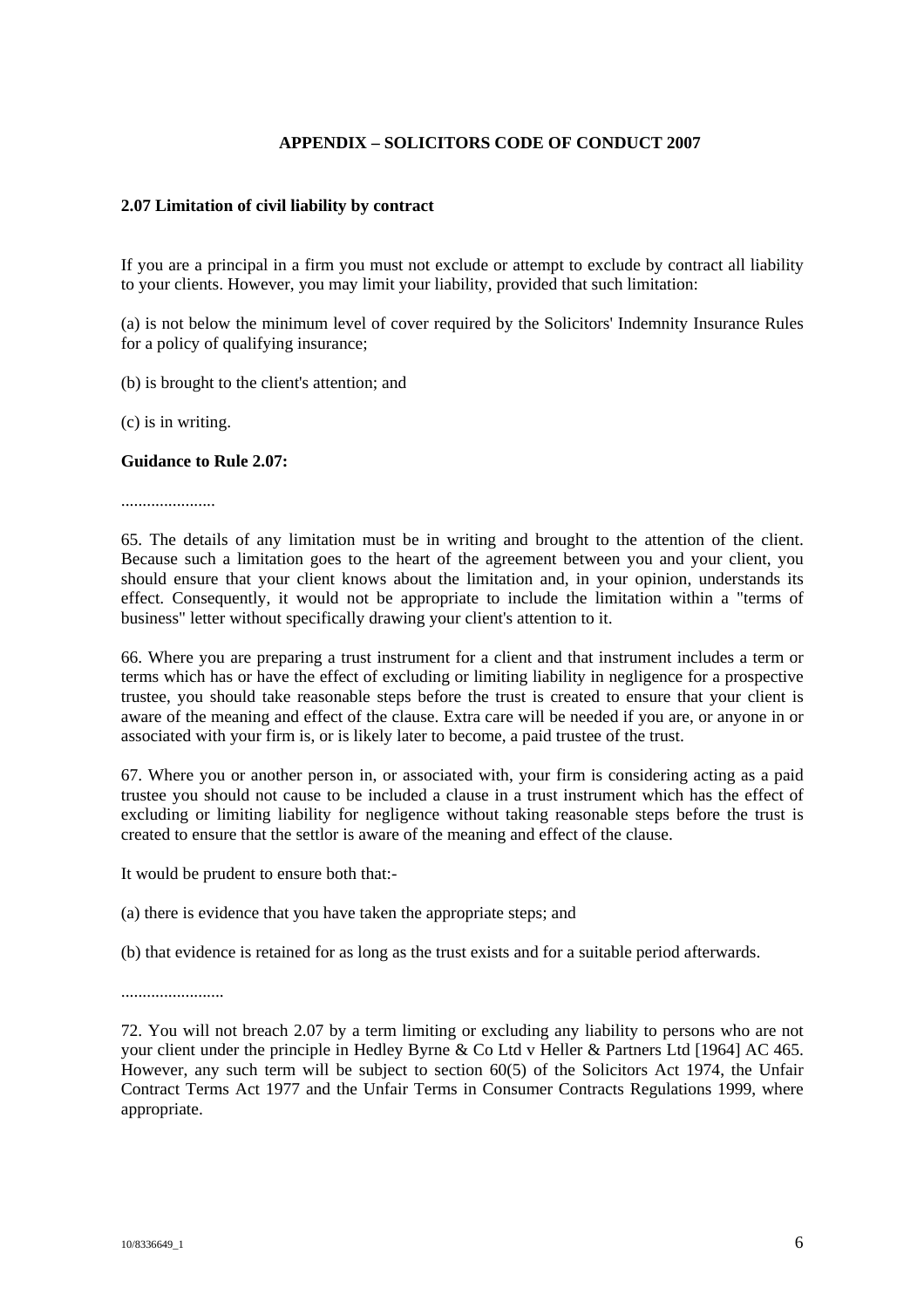## APPENDIX – SOLICITORS CODE OF CONDUCT 2007

### 2.07 Limitation of civil liability by contract

If you are a principal in a firm you must not exclude or attempt to exclude by contract all liability to your clients. However, you may limit your liability, provided that such limitation:

(a) is not below the minimum level of cover required by the Solicitors' Indemnity Insurance Rules for a policy of qualifying insurance;

(b) is brought to the client's attention; and

(c) is in writing.

**Guidance to Rule 2.07:**

......................

65. The details of any limitation must be in writing and brought to the attention of the client. Because such a limitation goes to the heart of the agreement between you and your client, you should ensure that your client knows about the limitation and, in your opinion, understands its effect. Consequently, it would not be appropriate to include the limitation within a "terms of business" letter without specifically drawing your client's attention to it.

66. Where you are preparing a trust instrument for a client and that instrument includes a term or terms which has or have the effect of excluding or limiting liability in negligence for a prospective trustee, you should take reasonable steps before the trust is created to ensure that your client is aware of the meaning and effect of the clause. Extra care will be needed if you are, or anyone in or associated with your firm is, or is likely later to become, a paid trustee of the trust.

67. Where you or another person in, or associated with, your firm is considering acting as a paid trustee you should not cause to be included a clause in a trust instrument which has the effect of excluding or limiting liability for negligence without taking reasonable steps before the trust is created to ensure that the settlor is aware of the meaning and effect of the clause.

It would be prudent to ensure both that:-

(a) there is evidence that you have taken the appropriate steps; and

(b) that evidence is retained for as long as the trust exists and for a suitable period afterwards.

........................

72. You will not breach 2.07 by a term limiting or excluding any liability to persons who are not your client under the principle in Hedley Byrne & Co Ltd v Heller & Partners Ltd [1964] AC 465. However, any such term will be subject to section 60(5) of the Solicitors Act 1974, the Unfair Contract Terms Act 1977 and the Unfair Terms in Consumer Contracts Regulations 1999, where appropriate.